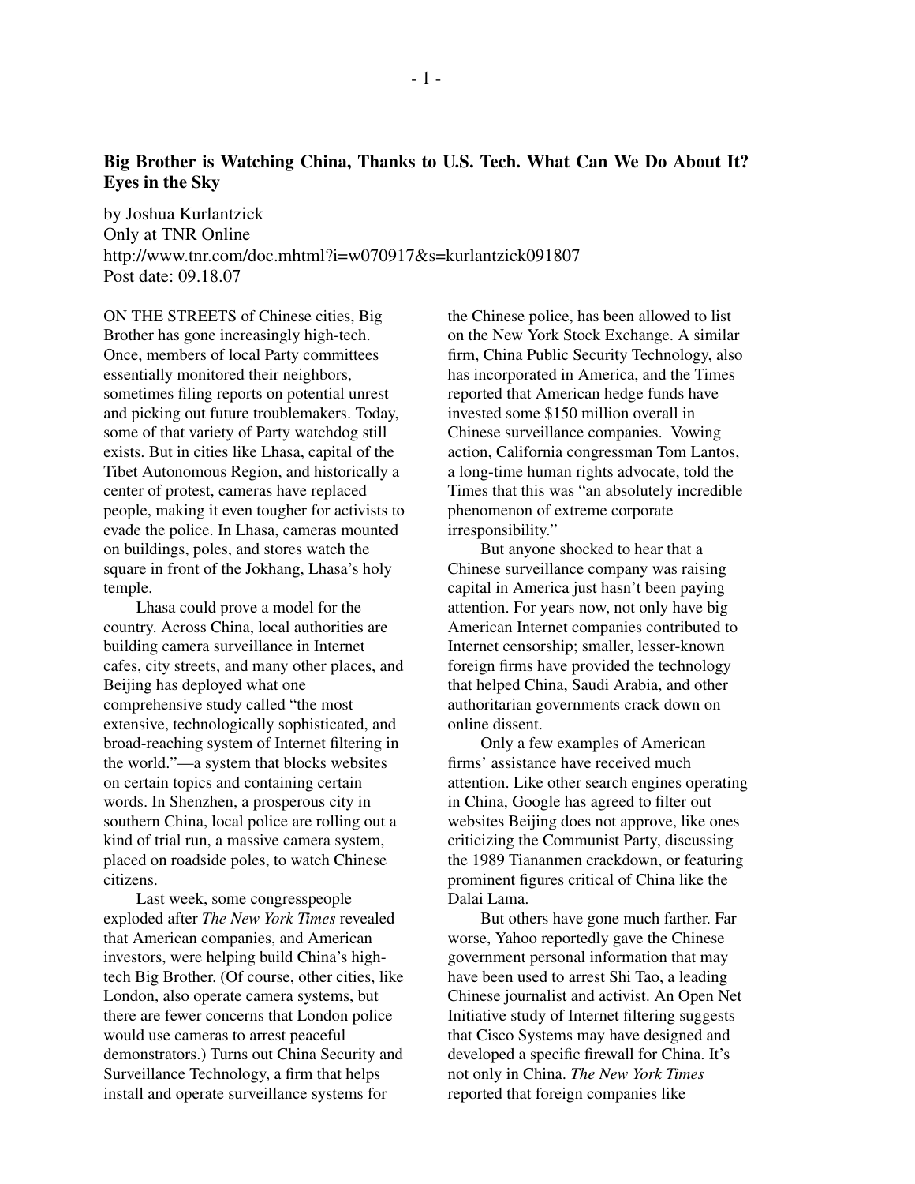# Big Brother is Watching China, Thanks to U.S. Tech. What Can We Do About It?
## Eyes in the Sky

by Joshua Kurlantzick
Only at TNR Online
http://www.tnr.com/doc.mhtml?i=w070917&s=kurlantzick091807
Post date: 09.18.07

ON THE STREETS of Chinese cities, Big Brother has gone increasingly high-tech. Once, members of local Party committees essentially monitored their neighbors, sometimes filing reports on potential unrest and picking out future troublemakers. Today, some of that variety of Party watchdog still exists. But in cities like Lhasa, capital of the Tibet Autonomous Region, and historically a center of protest, cameras have replaced people, making it even tougher for activists to evade the police. In Lhasa, cameras mounted on buildings, poles, and stores watch the square in front of the Jokhang, Lhasa's holy temple.

Lhasa could prove a model for the country. Across China, local authorities are building camera surveillance in Internet cafes, city streets, and many other places, and Beijing has deployed what one comprehensive study called "the most extensive, technologically sophisticated, and broad-reaching system of Internet filtering in the world."—a system that blocks websites on certain topics and containing certain words. In Shenzhen, a prosperous city in southern China, local police are rolling out a kind of trial run, a massive camera system, placed on roadside poles, to watch Chinese citizens.

Last week, some congresspeople exploded after *The New York Times* revealed that American companies, and American investors, were helping build China's high-tech Big Brother. (Of course, other cities, like London, also operate camera systems, but there are fewer concerns that London police would use cameras to arrest peaceful demonstrators.) Turns out China Security and Surveillance Technology, a firm that helps install and operate surveillance systems for the Chinese police, has been allowed to list on the New York Stock Exchange. A similar firm, China Public Security Technology, also has incorporated in America, and the Times reported that American hedge funds have invested some $150 million overall in Chinese surveillance companies. Vowing action, California congressman Tom Lantos, a long-time human rights advocate, told the Times that this was "an absolutely incredible phenomenon of extreme corporate irresponsibility."

But anyone shocked to hear that a Chinese surveillance company was raising capital in America just hasn't been paying attention. For years now, not only have big American Internet companies contributed to Internet censorship; smaller, lesser-known foreign firms have provided the technology that helped China, Saudi Arabia, and other authoritarian governments crack down on online dissent.

Only a few examples of American firms' assistance have received much attention. Like other search engines operating in China, Google has agreed to filter out websites Beijing does not approve, like ones criticizing the Communist Party, discussing the 1989 Tiananmen crackdown, or featuring prominent figures critical of China like the Dalai Lama.

But others have gone much farther. Far worse, Yahoo reportedly gave the Chinese government personal information that may have been used to arrest Shi Tao, a leading Chinese journalist and activist. An Open Net Initiative study of Internet filtering suggests that Cisco Systems may have designed and developed a specific firewall for China. It's not only in China. *The New York Times* reported that foreign companies like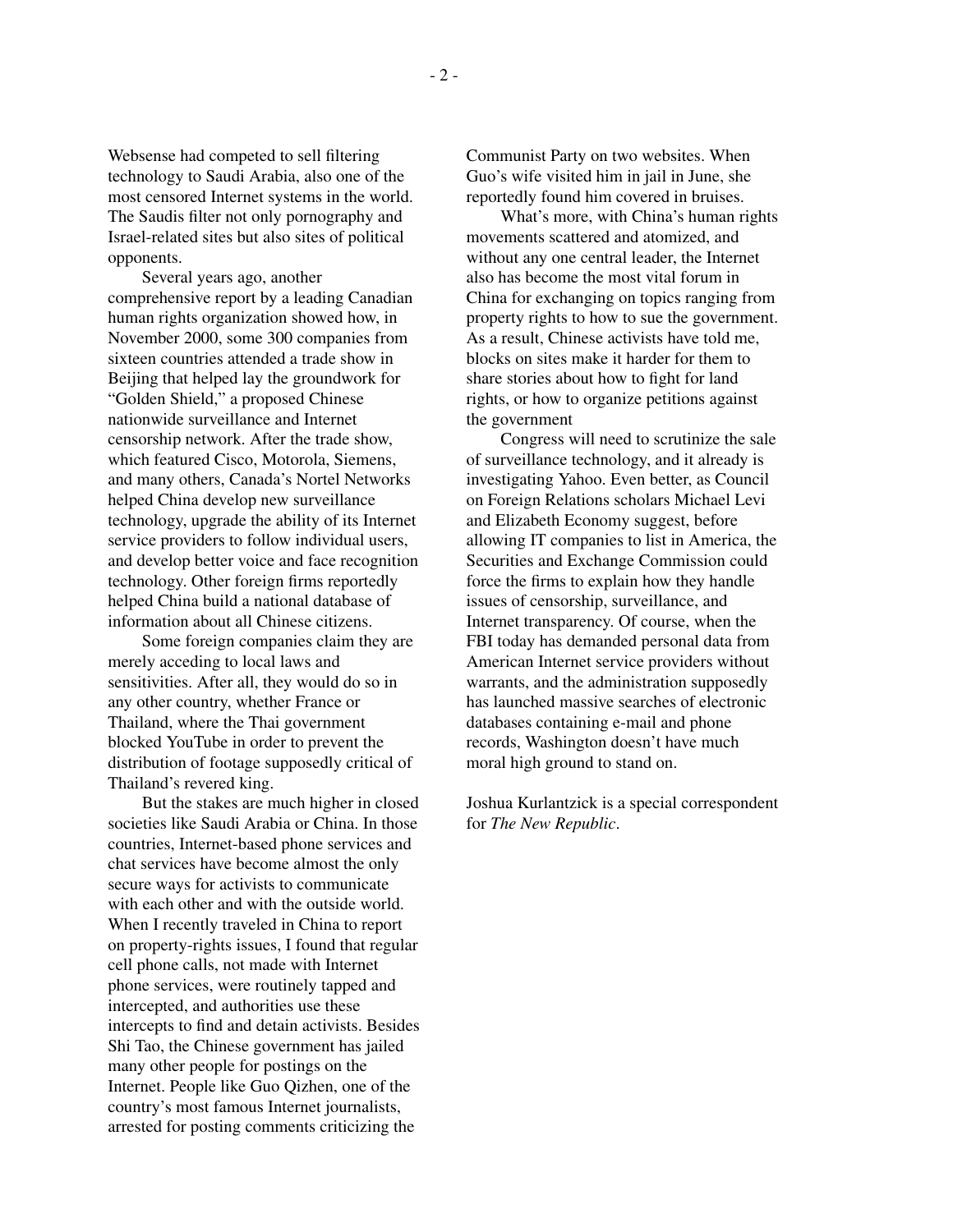Websense had competed to sell filtering technology to Saudi Arabia, also one of the most censored Internet systems in the world. The Saudis filter not only pornography and Israel-related sites but also sites of political opponents.

Several years ago, another comprehensive report by a leading Canadian human rights organization showed how, in November 2000, some 300 companies from sixteen countries attended a trade show in Beijing that helped lay the groundwork for "Golden Shield," a proposed Chinese nationwide surveillance and Internet censorship network. After the trade show, which featured Cisco, Motorola, Siemens, and many others, Canada's Nortel Networks helped China develop new surveillance technology, upgrade the ability of its Internet service providers to follow individual users, and develop better voice and face recognition technology. Other foreign firms reportedly helped China build a national database of information about all Chinese citizens.

Some foreign companies claim they are merely acceding to local laws and sensitivities. After all, they would do so in any other country, whether France or Thailand, where the Thai government blocked YouTube in order to prevent the distribution of footage supposedly critical of Thailand's revered king.

But the stakes are much higher in closed societies like Saudi Arabia or China. In those countries, Internet-based phone services and chat services have become almost the only secure ways for activists to communicate with each other and with the outside world. When I recently traveled in China to report on property-rights issues, I found that regular cell phone calls, not made with Internet phone services, were routinely tapped and intercepted, and authorities use these intercepts to find and detain activists. Besides Shi Tao, the Chinese government has jailed many other people for postings on the Internet. People like Guo Qizhen, one of the country's most famous Internet journalists, arrested for posting comments criticizing the Communist Party on two websites. When Guo's wife visited him in jail in June, she reportedly found him covered in bruises.

What's more, with China's human rights movements scattered and atomized, and without any one central leader, the Internet also has become the most vital forum in China for exchanging on topics ranging from property rights to how to sue the government. As a result, Chinese activists have told me, blocks on sites make it harder for them to share stories about how to fight for land rights, or how to organize petitions against the government

Congress will need to scrutinize the sale of surveillance technology, and it already is investigating Yahoo. Even better, as Council on Foreign Relations scholars Michael Levi and Elizabeth Economy suggest, before allowing IT companies to list in America, the Securities and Exchange Commission could force the firms to explain how they handle issues of censorship, surveillance, and Internet transparency. Of course, when the FBI today has demanded personal data from American Internet service providers without warrants, and the administration supposedly has launched massive searches of electronic databases containing e-mail and phone records, Washington doesn't have much moral high ground to stand on.

Joshua Kurlantzick is a special correspondent for *The New Republic*.